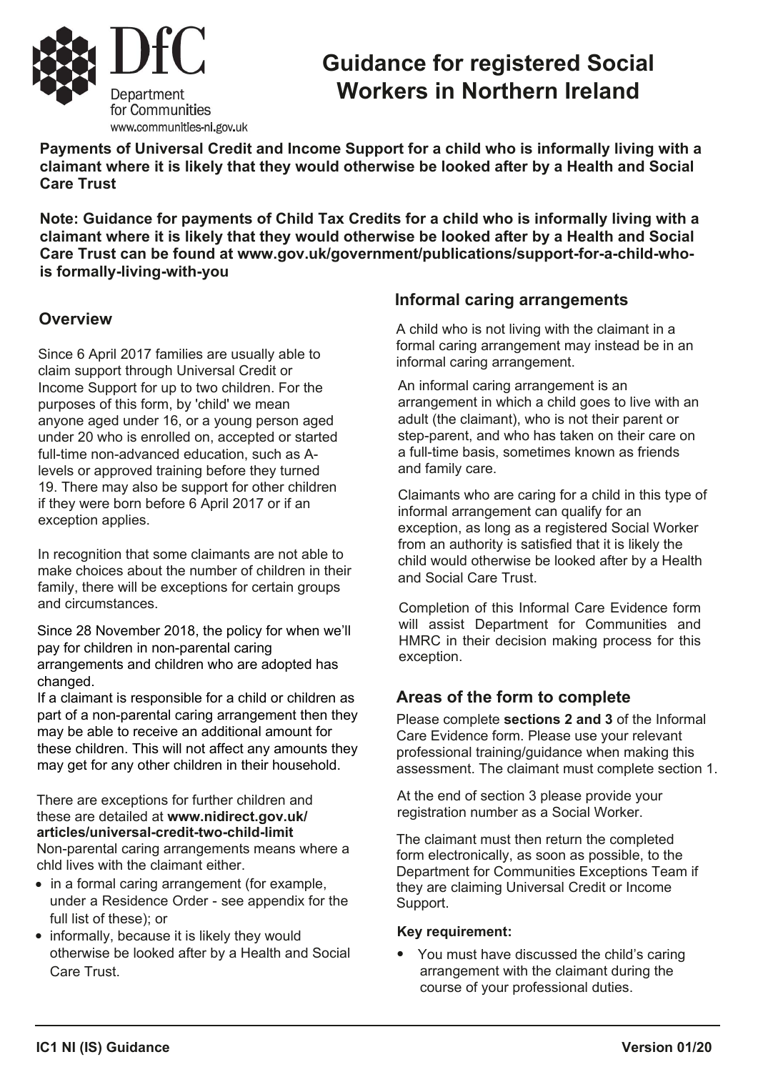# Guidance for registered Social Workers in Northern Ireland

**Payments of Universal Credit and Income Support for a child who is informally living with a claimant where it is likely that they would otherwise be looked after by a Health and Social Care Trust**

**Note: Guidance for payments of Child Tax Credits for a child who is informally living with a claimant where it is likely that they would otherwise be looked after by a Health and Social Care Trust can be found at www.gov.uk/government/publications/support-for-a-child-who-is formally-living-with-you**

## Overview

Since 6 April 2017 families are usually able to claim support through Universal Credit or Income Support for up to two children. For the purposes of this form, by 'child' we mean anyone aged under 16, or a young person aged under 20 who is enrolled on, accepted or started full-time non-advanced education, such as A-levels or approved training before they turned 19. There may also be support for other children if they were born before 6 April 2017 or if an exception applies.

In recognition that some claimants are not able to make choices about the number of children in their family, there will be exceptions for certain groups and circumstances.

Since 28 November 2018, the policy for when we'll pay for children in non-parental caring arrangements and children who are adopted has changed.

If a claimant is responsible for a child or children as part of a non-parental caring arrangement then they may be able to receive an additional amount for these children. This will not affect any amounts they may get for any other children in their household.

There are exceptions for further children and these are detailed at **www.nidirect.gov.uk/articles/universal-credit-two-child-limit**

Non-parental caring arrangements means where a chld lives with the claimant either.

- in a formal caring arrangement (for example, under a Residence Order - see appendix for the full list of these); or
- informally, because it is likely they would otherwise be looked after by a Health and Social Care Trust.

## Informal caring arrangements

A child who is not living with the claimant in a formal caring arrangement may instead be in an informal caring arrangement.

An informal caring arrangement is an arrangement in which a child goes to live with an adult (the claimant), who is not their parent or step-parent, and who has taken on their care on a full-time basis, sometimes known as friends and family care.

Claimants who are caring for a child in this type of informal arrangement can qualify for an exception, as long as a registered Social Worker from an authority is satisfied that it is likely the child would otherwise be looked after by a Health and Social Care Trust.

Completion of this Informal Care Evidence form will assist Department for Communities and HMRC in their decision making process for this exception.

## Areas of the form to complete

Please complete **sections 2 and 3** of the Informal Care Evidence form. Please use your relevant professional training/guidance when making this assessment. The claimant must complete section 1.

At the end of section 3 please provide your registration number as a Social Worker.

The claimant must then return the completed form electronically, as soon as possible, to the Department for Communities Exceptions Team if they are claiming Universal Credit or Income Support.

**Key requirement:**

- You must have discussed the child's caring arrangement with the claimant during the course of your professional duties.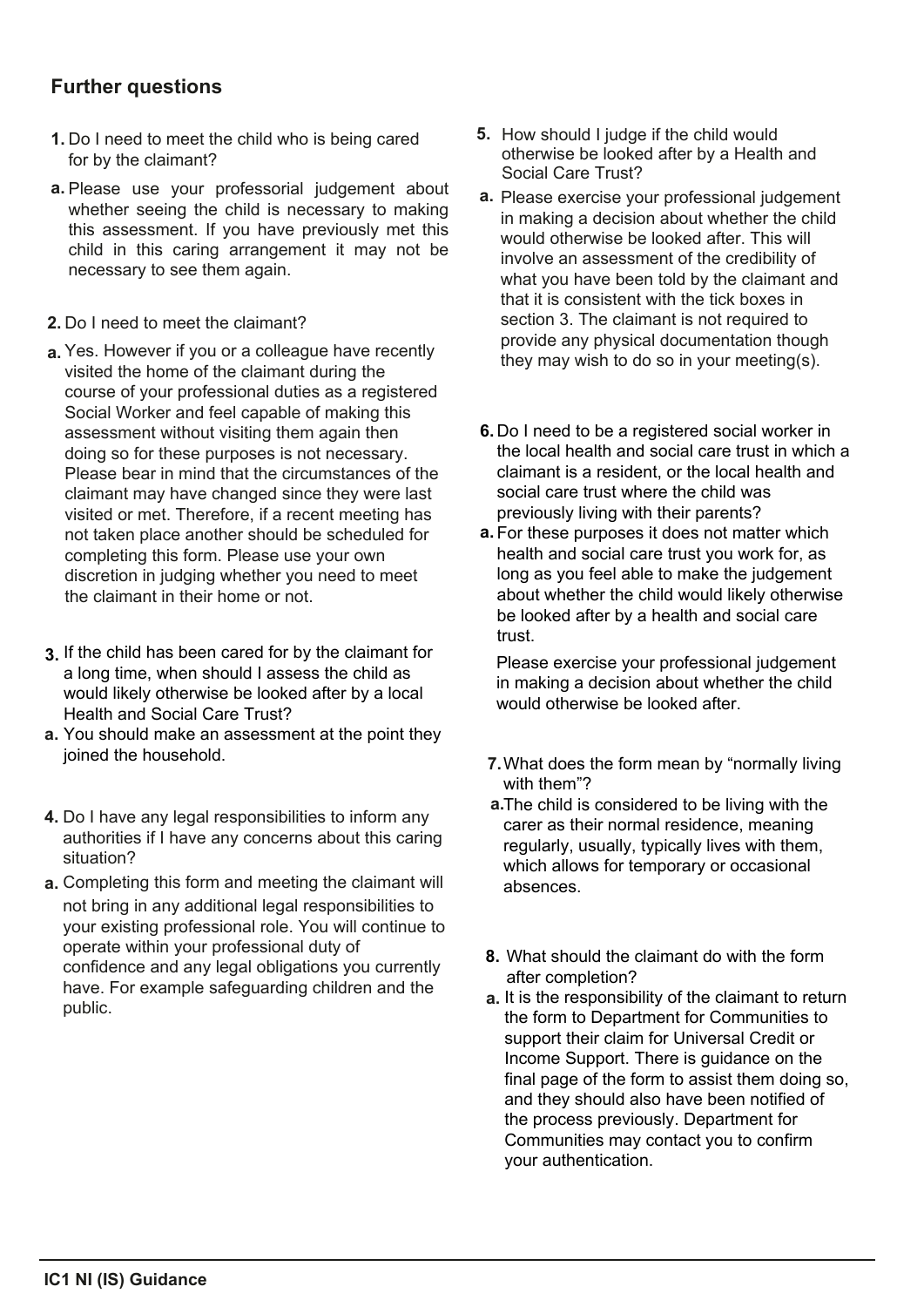## Further questions

1. Do I need to meet the child who is being cared for by the claimant?

a. Please use your professorial judgement about whether seeing the child is necessary to making this assessment. If you have previously met this child in this caring arrangement it may not be necessary to see them again.

2. Do I need to meet the claimant?

a. Yes. However if you or a colleague have recently visited the home of the claimant during the course of your professional duties as a registered Social Worker and feel capable of making this assessment without visiting them again then doing so for these purposes is not necessary. Please bear in mind that the circumstances of the claimant may have changed since they were last visited or met. Therefore, if a recent meeting has not taken place another should be scheduled for completing this form. Please use your own discretion in judging whether you need to meet the claimant in their home or not.

3. If the child has been cared for by the claimant for a long time, when should I assess the child as would likely otherwise be looked after by a local Health and Social Care Trust?

a. You should make an assessment at the point they joined the household.

4. Do I have any legal responsibilities to inform any authorities if I have any concerns about this caring situation?

a. Completing this form and meeting the claimant will not bring in any additional legal responsibilities to your existing professional role. You will continue to operate within your professional duty of confidence and any legal obligations you currently have. For example safeguarding children and the public.

5. How should I judge if the child would otherwise be looked after by a Health and Social Care Trust?

a. Please exercise your professional judgement in making a decision about whether the child would otherwise be looked after. This will involve an assessment of the credibility of what you have been told by the claimant and that it is consistent with the tick boxes in section 3. The claimant is not required to provide any physical documentation though they may wish to do so in your meeting(s).

6. Do I need to be a registered social worker in the local health and social care trust in which a claimant is a resident, or the local health and social care trust where the child was previously living with their parents?

a. For these purposes it does not matter which health and social care trust you work for, as long as you feel able to make the judgement about whether the child would likely otherwise be looked after by a health and social care trust.

   Please exercise your professional judgement in making a decision about whether the child would otherwise be looked after.

7. What does the form mean by "normally living with them"?

a. The child is considered to be living with the carer as their normal residence, meaning regularly, usually, typically lives with them, which allows for temporary or occasional absences.

8. What should the claimant do with the form after completion?

a. It is the responsibility of the claimant to return the form to Department for Communities to support their claim for Universal Credit or Income Support. There is guidance on the final page of the form to assist them doing so, and they should also have been notified of the process previously. Department for Communities may contact you to confirm your authentication.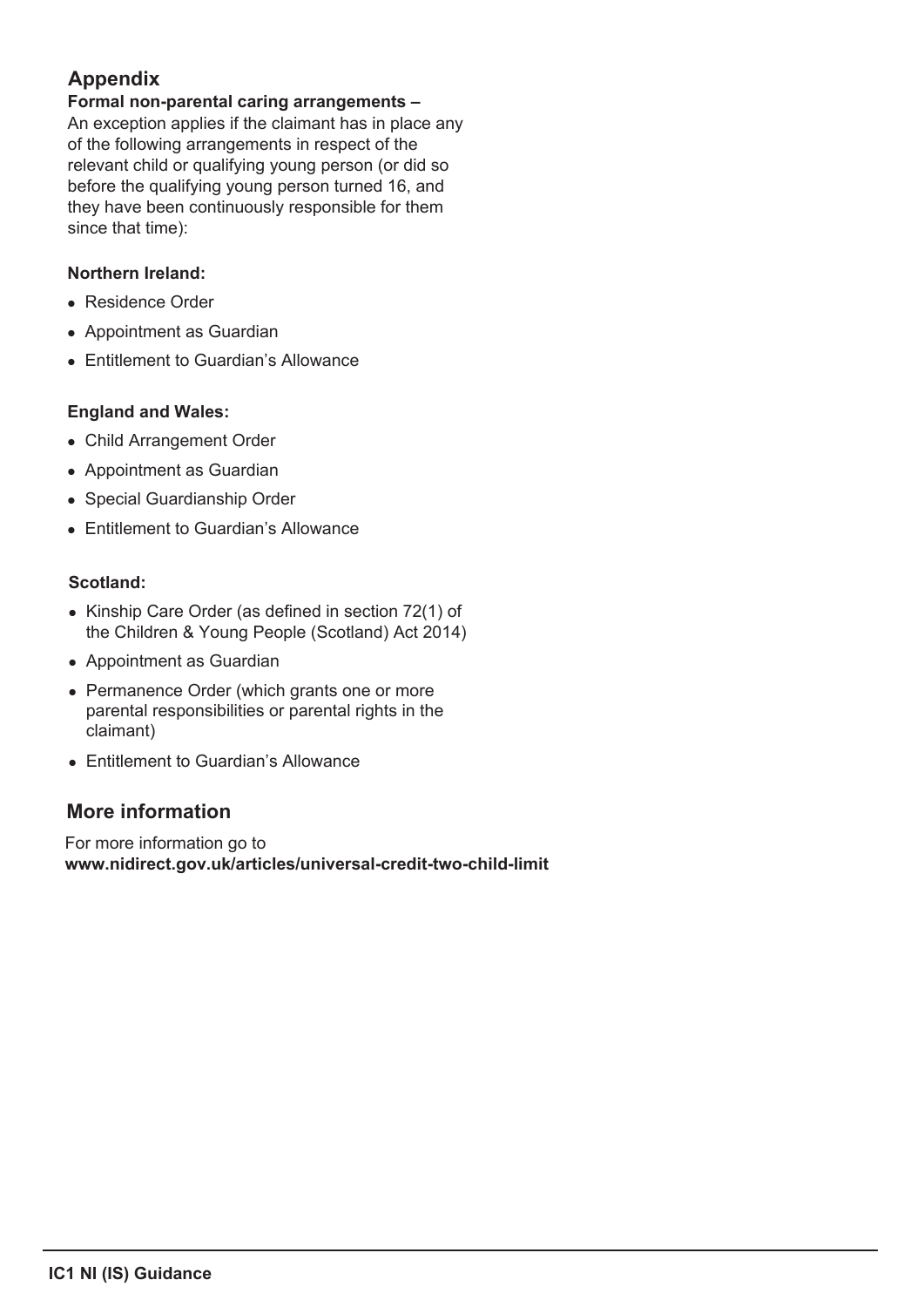## Appendix

**Formal non-parental caring arrangements –**
An exception applies if the claimant has in place any of the following arrangements in respect of the relevant child or qualifying young person (or did so before the qualifying young person turned 16, and they have been continuously responsible for them since that time):

**Northern Ireland:**

- Residence Order
- Appointment as Guardian
- Entitlement to Guardian's Allowance

**England and Wales:**

- Child Arrangement Order
- Appointment as Guardian
- Special Guardianship Order
- Entitlement to Guardian's Allowance

**Scotland:**

- Kinship Care Order (as defined in section 72(1) of the Children & Young People (Scotland) Act 2014)
- Appointment as Guardian
- Permanence Order (which grants one or more parental responsibilities or parental rights in the claimant)
- Entitlement to Guardian's Allowance

## More information

For more information go to
**www.nidirect.gov.uk/articles/universal-credit-two-child-limit**